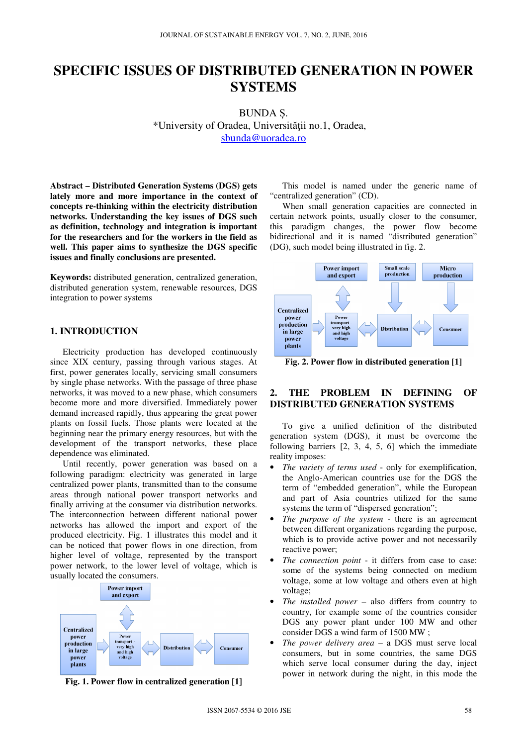# SPECIFIC ISSUES OF DISTRIBUTED GENERATION IN POWER SYSTEMS

BUNDA Ș.
*University of Oradea, Universității no.1, Oradea,
sbunda@uoradea.ro

**Abstract – Distributed Generation Systems (DGS) gets lately more and more importance in the context of concepts re-thinking within the electricity distribution networks. Understanding the key issues of DGS such as definition, technology and integration is important for the researchers and for the workers in the field as well. This paper aims to synthesize the DGS specific issues and finally conclusions are presented.**

**Keywords:** distributed generation, centralized generation, distributed generation system, renewable resources, DGS integration to power systems

## 1. INTRODUCTION

Electricity production has developed continuously since XIX century, passing through various stages. At first, power generates locally, servicing small consumers by single phase networks. With the passage of three phase networks, it was moved to a new phase, which consumers become more and more diversified. Immediately power demand increased rapidly, thus appearing the great power plants on fossil fuels. Those plants were located at the beginning near the primary energy resources, but with the development of the transport networks, these place dependence was eliminated.

Until recently, power generation was based on a following paradigm: electricity was generated in large centralized power plants, transmitted than to the consume areas through national power transport networks and finally arriving at the consumer via distribution networks. The interconnection between different national power networks has allowed the import and export of the produced electricity. Fig. 1 illustrates this model and it can be noticed that power flows in one direction, from higher level of voltage, represented by the transport power network, to the lower level of voltage, which is usually located the consumers.

Fig. 1. Power flow in centralized generation [1]

This model is named under the generic name of "centralized generation" (CD).

When small generation capacities are connected in certain network points, usually closer to the consumer, this paradigm changes, the power flow become bidirectional and it is named "distributed generation" (DG), such model being illustrated in fig. 2.

Fig. 2. Power flow in distributed generation [1]

## 2. THE PROBLEM IN DEFINING OF DISTRIBUTED GENERATION SYSTEMS

To give a unified definition of the distributed generation system (DGS), it must be overcome the following barriers [2, 3, 4, 5, 6] which the immediate reality imposes:

- *The variety of terms used* - only for exemplification, the Anglo-American countries use for the DGS the term of "embedded generation", while the European and part of Asia countries utilized for the same systems the term of "dispersed generation";
- *The purpose of the system* - there is an agreement between different organizations regarding the purpose, which is to provide active power and not necessarily reactive power;
- *The connection point* - it differs from case to case: some of the systems being connected on medium voltage, some at low voltage and others even at high voltage;
- *The installed power* – also differs from country to country, for example some of the countries consider DGS any power plant under 100 MW and other consider DGS a wind farm of 1500 MW ;
- *The power delivery area* – a DGS must serve local consumers, but in some countries, the same DGS which serve local consumer during the day, inject power in network during the night, in this mode the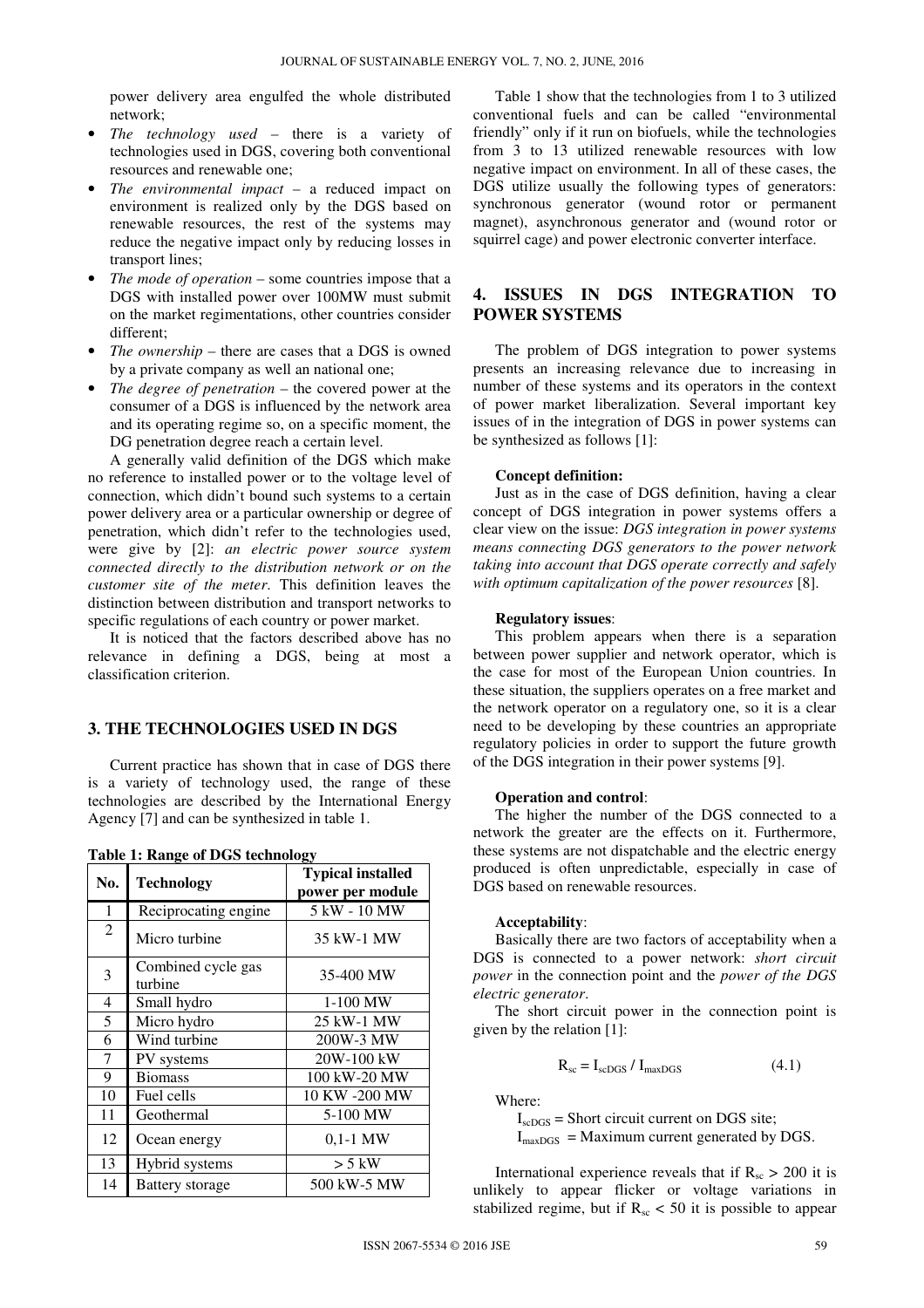power delivery area engulfed the whole distributed network;

- *The technology used* – there is a variety of technologies used in DGS, covering both conventional resources and renewable one;
- *The environmental impact* – a reduced impact on environment is realized only by the DGS based on renewable resources, the rest of the systems may reduce the negative impact only by reducing losses in transport lines;
- *The mode of operation* – some countries impose that a DGS with installed power over 100MW must submit on the market regimentations, other countries consider different;
- *The ownership* – there are cases that a DGS is owned by a private company as well an national one;
- *The degree of penetration* – the covered power at the consumer of a DGS is influenced by the network area and its operating regime so, on a specific moment, the DG penetration degree reach a certain level.

A generally valid definition of the DGS which make no reference to installed power or to the voltage level of connection, which didn't bound such systems to a certain power delivery area or a particular ownership or degree of penetration, which didn't refer to the technologies used, were give by [2]: *an electric power source system connected directly to the distribution network or on the customer site of the meter*. This definition leaves the distinction between distribution and transport networks to specific regulations of each country or power market.

It is noticed that the factors described above has no relevance in defining a DGS, being at most a classification criterion.

## 3. THE TECHNOLOGIES USED IN DGS

Current practice has shown that in case of DGS there is a variety of technology used, the range of these technologies are described by the International Energy Agency [7] and can be synthesized in table 1.

**Table 1: Range of DGS technology**

| No. | Technology | Typical installed power per module |
|---|---|---|
| 1 | Reciprocating engine | 5 kW - 10 MW |
| 2 | Micro turbine | 35 kW-1 MW |
| 3 | Combined cycle gas turbine | 35-400 MW |
| 4 | Small hydro | 1-100 MW |
| 5 | Micro hydro | 25 kW-1 MW |
| 6 | Wind turbine | 200W-3 MW |
| 7 | PV systems | 20W-100 kW |
| 9 | Biomass | 100 kW-20 MW |
| 10 | Fuel cells | 10 KW -200 MW |
| 11 | Geothermal | 5-100 MW |
| 12 | Ocean energy | 0,1-1 MW |
| 13 | Hybrid systems | > 5 kW |
| 14 | Battery storage | 500 kW-5 MW |

Table 1 show that the technologies from 1 to 3 utilized conventional fuels and can be called "environmental friendly" only if it run on biofuels, while the technologies from 3 to 13 utilized renewable resources with low negative impact on environment. In all of these cases, the DGS utilize usually the following types of generators: synchronous generator (wound rotor or permanent magnet), asynchronous generator and (wound rotor or squirrel cage) and power electronic converter interface.

## 4. ISSUES IN DGS INTEGRATION TO POWER SYSTEMS

The problem of DGS integration to power systems presents an increasing relevance due to increasing in number of these systems and its operators in the context of power market liberalization. Several important key issues of in the integration of DGS in power systems can be synthesized as follows [1]:

**Concept definition:**

Just as in the case of DGS definition, having a clear concept of DGS integration in power systems offers a clear view on the issue: *DGS integration in power systems means connecting DGS generators to the power network taking into account that DGS operate correctly and safely with optimum capitalization of the power resources* [8].

**Regulatory issues**:

This problem appears when there is a separation between power supplier and network operator, which is the case for most of the European Union countries. In these situation, the suppliers operates on a free market and the network operator on a regulatory one, so it is a clear need to be developing by these countries an appropriate regulatory policies in order to support the future growth of the DGS integration in their power systems [9].

**Operation and control**:

The higher the number of the DGS connected to a network the greater are the effects on it. Furthermore, these systems are not dispatchable and the electric energy produced is often unpredictable, especially in case of DGS based on renewable resources.

**Acceptability**:

Basically there are two factors of acceptability when a DGS is connected to a power network: *short circuit power* in the connection point and the *power of the DGS electric generator*.

The short circuit power in the connection point is given by the relation [1]:

$$R_{sc} = I_{scDGS} / I_{maxDGS} \tag{4.1}$$

Where:

$I_{scDGS}$ = Short circuit current on DGS site;
$I_{maxDGS}$ = Maximum current generated by DGS.

International experience reveals that if $R_{sc} > 200$ it is unlikely to appear flicker or voltage variations in stabilized regime, but if $R_{sc} < 50$ it is possible to appear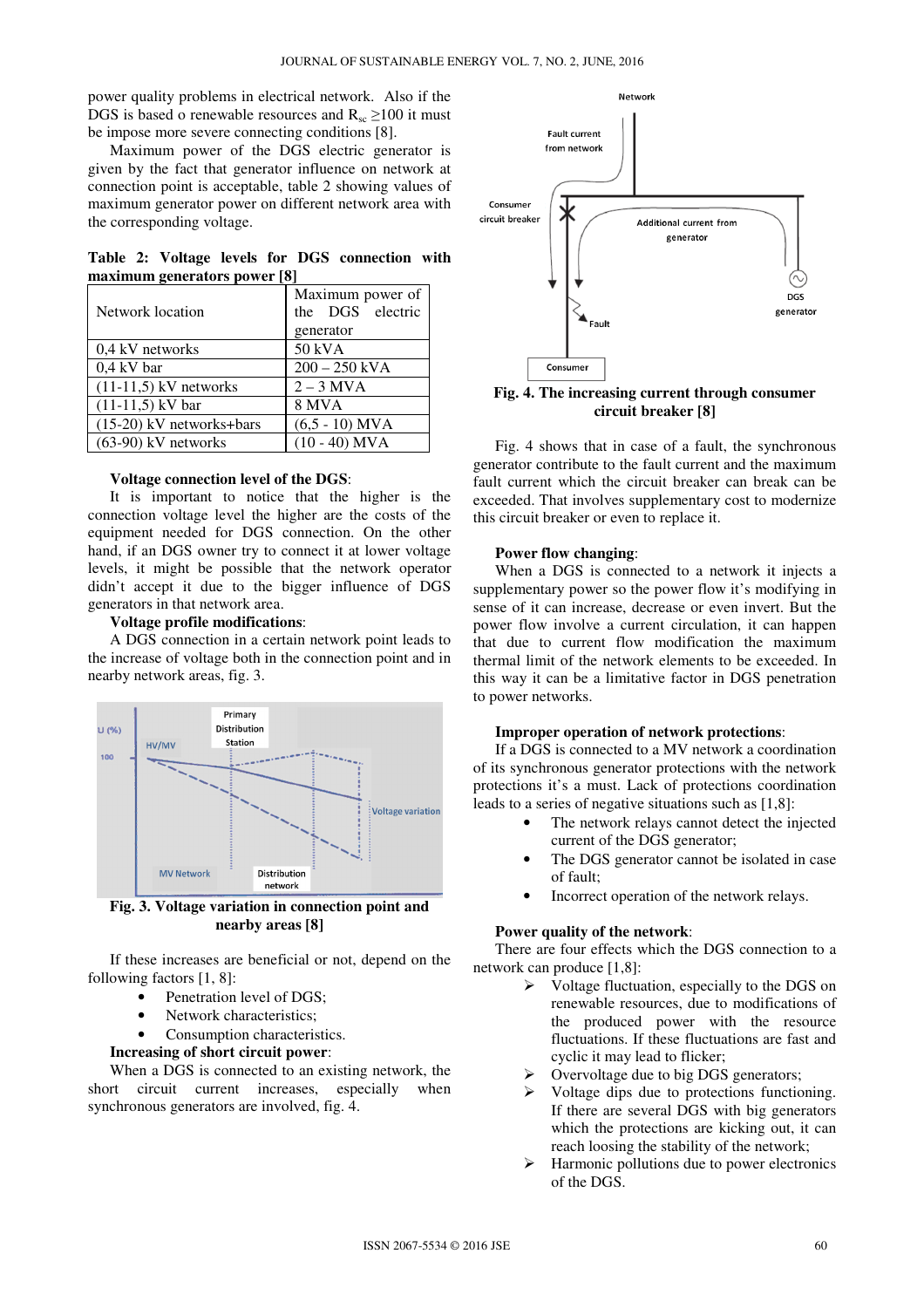power quality problems in electrical network. Also if the DGS is based o renewable resources and $R_{sc} \geq 100$ it must be impose more severe connecting conditions [8].

Maximum power of the DGS electric generator is given by the fact that generator influence on network at connection point is acceptable, table 2 showing values of maximum generator power on different network area with the corresponding voltage.

**Table 2: Voltage levels for DGS connection with maximum generators power [8]**

| Network location | Maximum power of the DGS electric generator |
|---|---|
| 0,4 kV networks | 50 kVA |
| 0,4 kV bar | 200 – 250 kVA |
| (11-11,5) kV networks | 2 – 3 MVA |
| (11-11,5) kV bar | 8 MVA |
| (15-20) kV networks+bars | (6,5 - 10) MVA |
| (63-90) kV networks | (10 - 40) MVA |

**Voltage connection level of the DGS**:

It is important to notice that the higher is the connection voltage level the higher are the costs of the equipment needed for DGS connection. On the other hand, if an DGS owner try to connect it at lower voltage levels, it might be possible that the network operator didn't accept it due to the bigger influence of DGS generators in that network area.

**Voltage profile modifications**:

A DGS connection in a certain network point leads to the increase of voltage both in the connection point and in nearby network areas, fig. 3.

**Fig. 3. Voltage variation in connection point and nearby areas [8]**

If these increases are beneficial or not, depend on the following factors [1, 8]:

- Penetration level of DGS;
- Network characteristics;
- Consumption characteristics.

**Increasing of short circuit power**:

When a DGS is connected to an existing network, the short circuit current increases, especially when synchronous generators are involved, fig. 4.

**Fig. 4. The increasing current through consumer circuit breaker [8]**

Fig. 4 shows that in case of a fault, the synchronous generator contribute to the fault current and the maximum fault current which the circuit breaker can break can be exceeded. That involves supplementary cost to modernize this circuit breaker or even to replace it.

**Power flow changing**:

When a DGS is connected to a network it injects a supplementary power so the power flow it's modifying in sense of it can increase, decrease or even invert. But the power flow involve a current circulation, it can happen that due to current flow modification the maximum thermal limit of the network elements to be exceeded. In this way it can be a limitative factor in DGS penetration to power networks.

**Improper operation of network protections**:

If a DGS is connected to a MV network a coordination of its synchronous generator protections with the network protections it's a must. Lack of protections coordination leads to a series of negative situations such as [1,8]:

- The network relays cannot detect the injected current of the DGS generator;
- The DGS generator cannot be isolated in case of fault;
- Incorrect operation of the network relays.

**Power quality of the network**:

There are four effects which the DGS connection to a network can produce [1,8]:

- Voltage fluctuation, especially to the DGS on renewable resources, due to modifications of the produced power with the resource fluctuations. If these fluctuations are fast and cyclic it may lead to flicker;
- Overvoltage due to big DGS generators;
- Voltage dips due to protections functioning. If there are several DGS with big generators which the protections are kicking out, it can reach loosing the stability of the network;
- Harmonic pollutions due to power electronics of the DGS.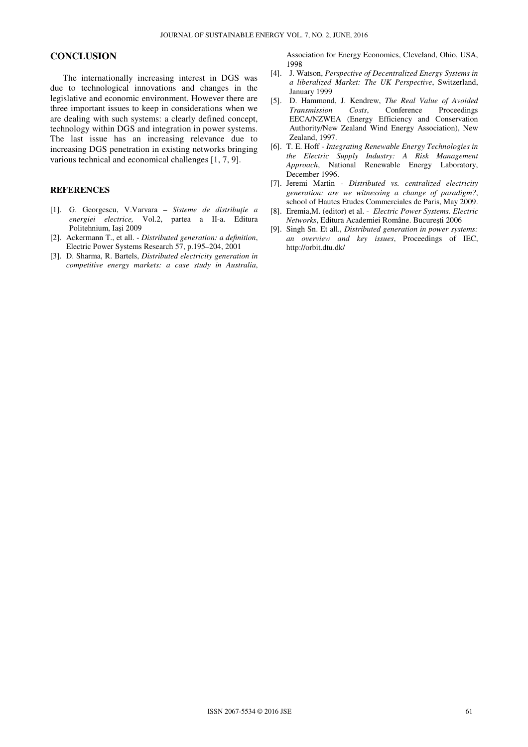## CONCLUSION

The internationally increasing interest in DGS was due to technological innovations and changes in the legislative and economic environment. However there are three important issues to keep in considerations when we are dealing with such systems: a clearly defined concept, technology within DGS and integration in power systems. The last issue has an increasing relevance due to increasing DGS penetration in existing networks bringing various technical and economical challenges [1, 7, 9].

## REFERENCES

[1]. G. Georgescu, V.Varvara – *Sisteme de distribuţie a energiei electrice,* Vol.2, partea a II-a. Editura Politehnium, Iaşi 2009

[2]. Ackermann T., et all. - *Distributed generation: a definition*, Electric Power Systems Research 57, p.195–204, 2001

[3]. D. Sharma, R. Bartels, *Distributed electricity generation in competitive energy markets: a case study in Australia*, Association for Energy Economics, Cleveland, Ohio, USA, 1998

[4]. J. Watson, *Perspective of Decentralized Energy Systems in a liberalized Market: The UK Perspective*, Switzerland, January 1999

[5]. D. Hammond, J. Kendrew, *The Real Value of Avoided Transmission Costs*, Conference Proceedings EECA/NZWEA (Energy Efficiency and Conservation Authority/New Zealand Wind Energy Association), New Zealand, 1997.

[6]. T. E. Hoff - *Integrating Renewable Energy Technologies in the Electric Supply Industry: A Risk Management Approach*, National Renewable Energy Laboratory, December 1996.

[7]. Jeremi Martin - *Distributed vs. centralized electricity generation: are we witnessing a change of paradigm?*, school of Hautes Etudes Commerciales de Paris, May 2009.

[8]. Eremia,M. (editor) et al. - *Electric Power Systems. Electric Networks*, Editura Academiei Române. Bucureşti 2006

[9]. Singh Sn. Et all., *Distributed generation in power systems: an overview and key issues*, Proceedings of IEC, http://orbit.dtu.dk/